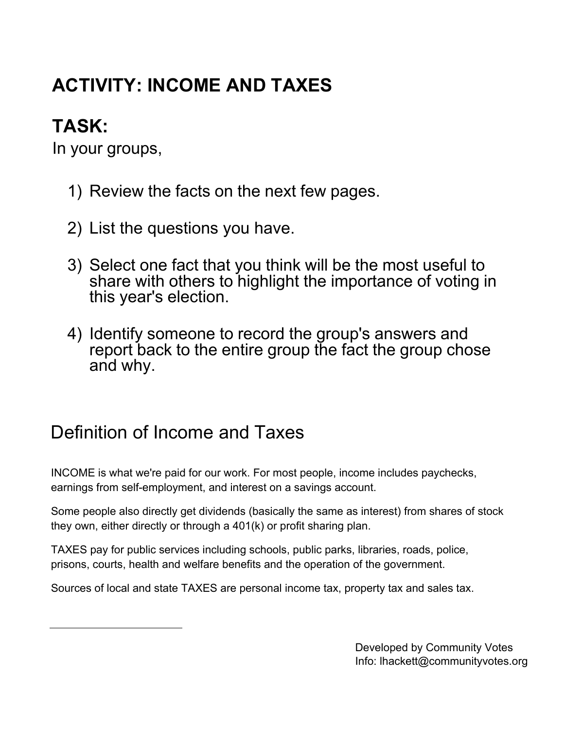# ACTIVITY: INCOME AND TAXES

## TASK:

In your groups,

1) Review the facts on the next few pages.

2) List the questions you have.

3) Select one fact that you think will be the most useful to share with others to highlight the importance of voting in this year's election.

4) Identify someone to record the group's answers and report back to the entire group the fact the group chose and why.

## Definition of Income and Taxes

INCOME is what we're paid for our work. For most people, income includes paychecks, earnings from self-employment, and interest on a savings account.

Some people also directly get dividends (basically the same as interest) from shares of stock they own, either directly or through a 401(k) or profit sharing plan.

TAXES pay for public services including schools, public parks, libraries, roads, police, prisons, courts, health and welfare benefits and the operation of the government.

Sources of local and state TAXES are personal income tax, property tax and sales tax.

---

Developed by Community Votes
Info: lhackett@communityvotes.org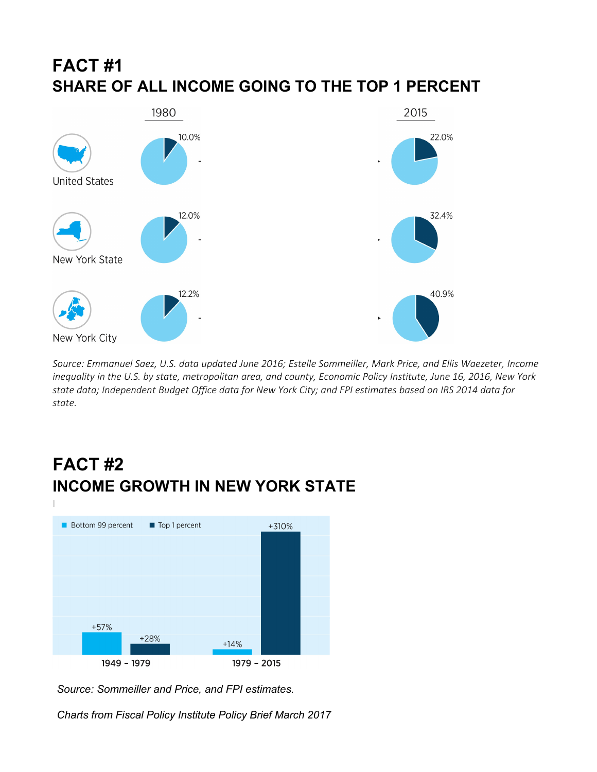# FACT #1

## SHARE OF ALL INCOME GOING TO THE TOP 1 PERCENT

| | 1980 | 2015 |
|---|---|---|
| United States | 10.0% | 22.0% |
| New York State | 12.0% | 32.4% |
| New York City | 12.2% | 40.9% |

*Source: Emmanuel Saez, U.S. data updated June 2016; Estelle Sommeiller, Mark Price, and Ellis Waezeter, Income inequality in the U.S. by state, metropolitan area, and county, Economic Policy Institute, June 16, 2016, New York state data; Independent Budget Office data for New York City; and FPI estimates based on IRS 2014 data for state.*

# FACT #2

## INCOME GROWTH IN NEW YORK STATE

| | Bottom 99 percent | Top 1 percent |
|---|---|---|
| 1949 – 1979 | +57% | +28% |
| 1979 – 2015 | +14% | +310% |

*Source: Sommeiller and Price, and FPI estimates.*

*Charts from Fiscal Policy Institute Policy Brief March 2017*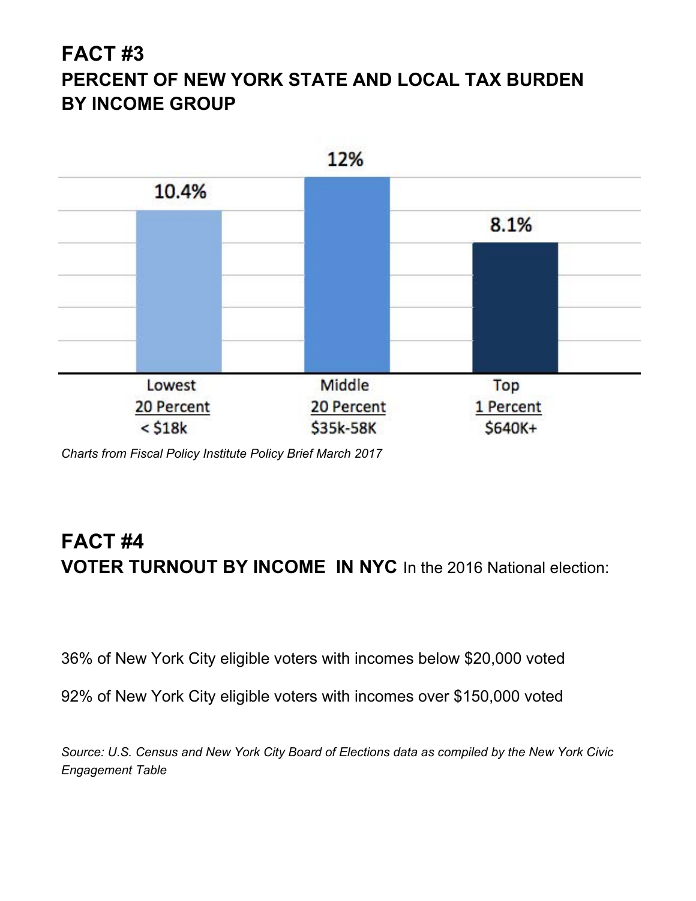# FACT #3

## PERCENT OF NEW YORK STATE AND LOCAL TAX BURDEN BY INCOME GROUP

| Lowest 20 Percent < $18k | Middle 20 Percent $35k-58K | Top 1 Percent $640K+ |
|---|---|---|
| 10.4% | 12% | 8.1% |

*Charts from Fiscal Policy Institute Policy Brief March 2017*

# FACT #4

## VOTER TURNOUT BY INCOME IN NYC In the 2016 National election:

36% of New York City eligible voters with incomes below $20,000 voted

92% of New York City eligible voters with incomes over $150,000 voted

*Source: U.S. Census and New York City Board of Elections data as compiled by the New York Civic Engagement Table*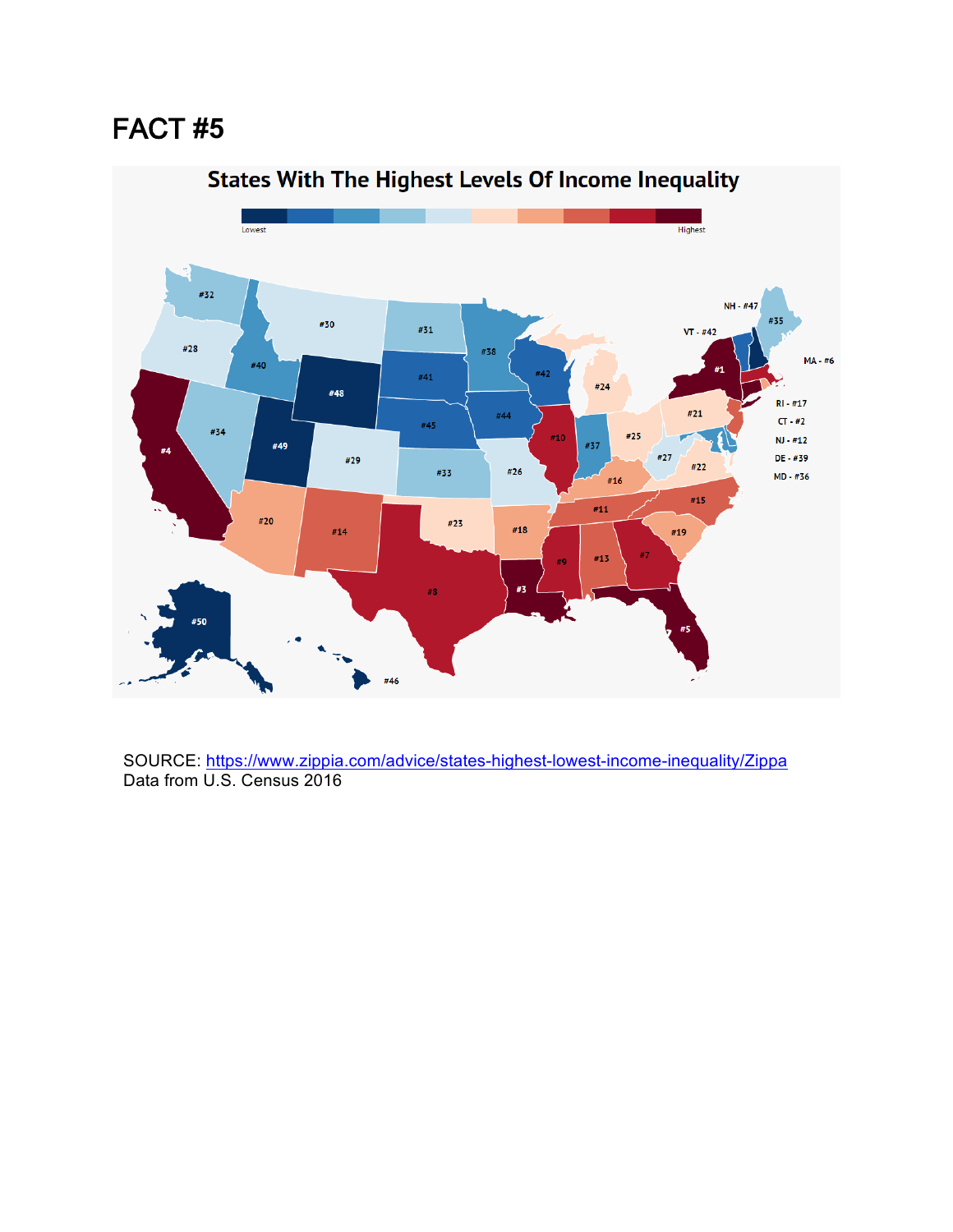# FACT #5

States With The Highest Levels Of Income Inequality

Lowest

Highest

#32
#30
#31
#28
#40
#48
#41
#38
#42
#24
#35
NH - #47
VT - #42
MA - #6
#1
RI - #17
CT - #2
NJ - #12
DE - #39
MD - #36
#21
#44
#45
#10
#37
#25
#34
#49
#29
#33
#26
#27
#22
#16
#4
#20
#14
#23
#18
#11
#15
#19
#9
#13
#7
#8
#3
#5
#50
#46

SOURCE: https://www.zippia.com/advice/states-highest-lowest-income-inequality/Zippa
Data from U.S. Census 2016